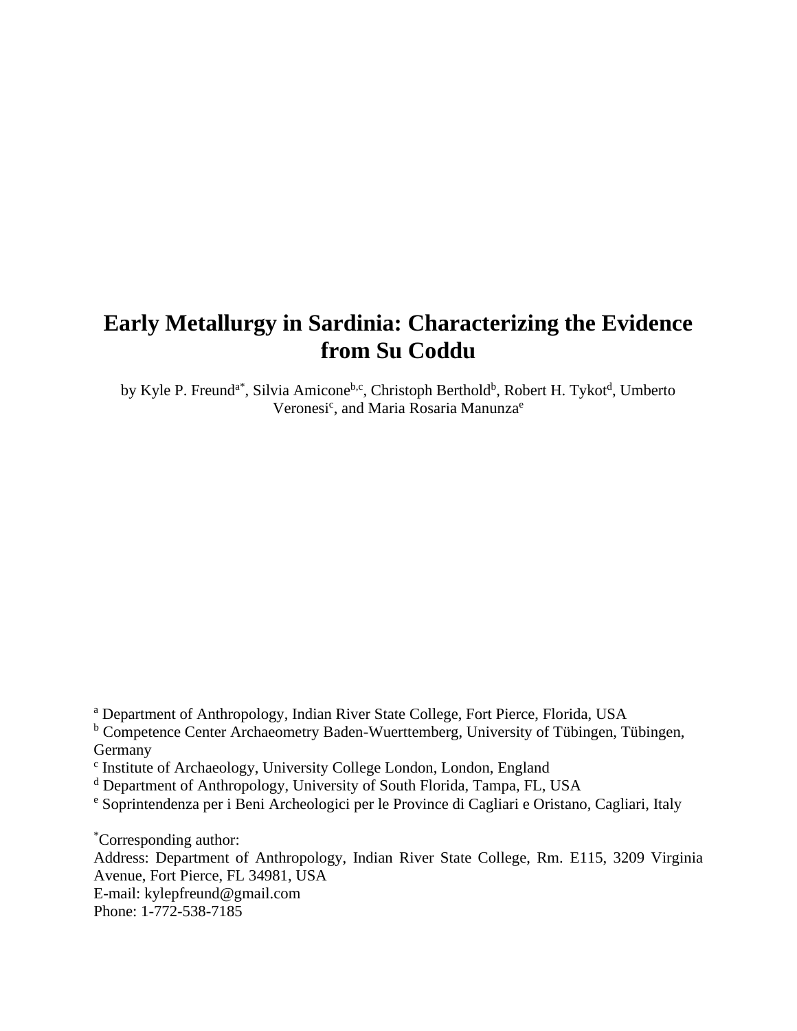# Early Metallurgy in Sardinia: Characterizing the Evidence from Su Coddu

by Kyle P. Freund[a*], Silvia Amicone[b,c], Christoph Berthold[b], Robert H. Tykot[d], Umberto Veronesi[c], and Maria Rosaria Manunza[e]

[a] Department of Anthropology, Indian River State College, Fort Pierce, Florida, USA
[b] Competence Center Archaeometry Baden-Wuerttemberg, University of Tübingen, Tübingen, Germany
[c] Institute of Archaeology, University College London, London, England
[d] Department of Anthropology, University of South Florida, Tampa, FL, USA
[e] Soprintendenza per i Beni Archeologici per le Province di Cagliari e Oristano, Cagliari, Italy

[*]Corresponding author:
Address: Department of Anthropology, Indian River State College, Rm. E115, 3209 Virginia Avenue, Fort Pierce, FL 34981, USA
E-mail: kylepfreund@gmail.com
Phone: 1-772-538-7185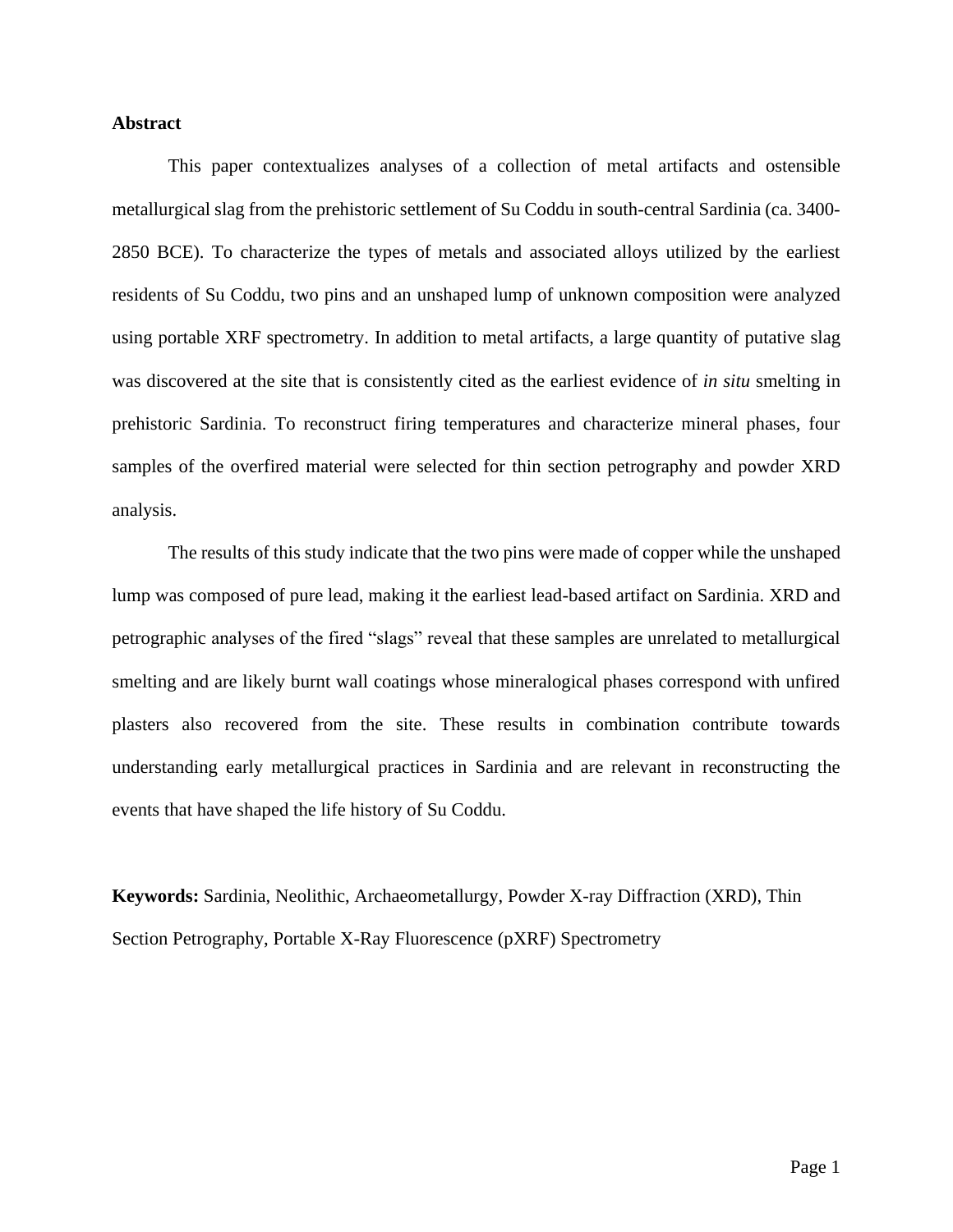## Abstract

This paper contextualizes analyses of a collection of metal artifacts and ostensible metallurgical slag from the prehistoric settlement of Su Coddu in south-central Sardinia (ca. 3400-2850 BCE). To characterize the types of metals and associated alloys utilized by the earliest residents of Su Coddu, two pins and an unshaped lump of unknown composition were analyzed using portable XRF spectrometry. In addition to metal artifacts, a large quantity of putative slag was discovered at the site that is consistently cited as the earliest evidence of *in situ* smelting in prehistoric Sardinia. To reconstruct firing temperatures and characterize mineral phases, four samples of the overfired material were selected for thin section petrography and powder XRD analysis.

The results of this study indicate that the two pins were made of copper while the unshaped lump was composed of pure lead, making it the earliest lead-based artifact on Sardinia. XRD and petrographic analyses of the fired "slags" reveal that these samples are unrelated to metallurgical smelting and are likely burnt wall coatings whose mineralogical phases correspond with unfired plasters also recovered from the site. These results in combination contribute towards understanding early metallurgical practices in Sardinia and are relevant in reconstructing the events that have shaped the life history of Su Coddu.

**Keywords:** Sardinia, Neolithic, Archaeometallurgy, Powder X-ray Diffraction (XRD), Thin Section Petrography, Portable X-Ray Fluorescence (pXRF) Spectrometry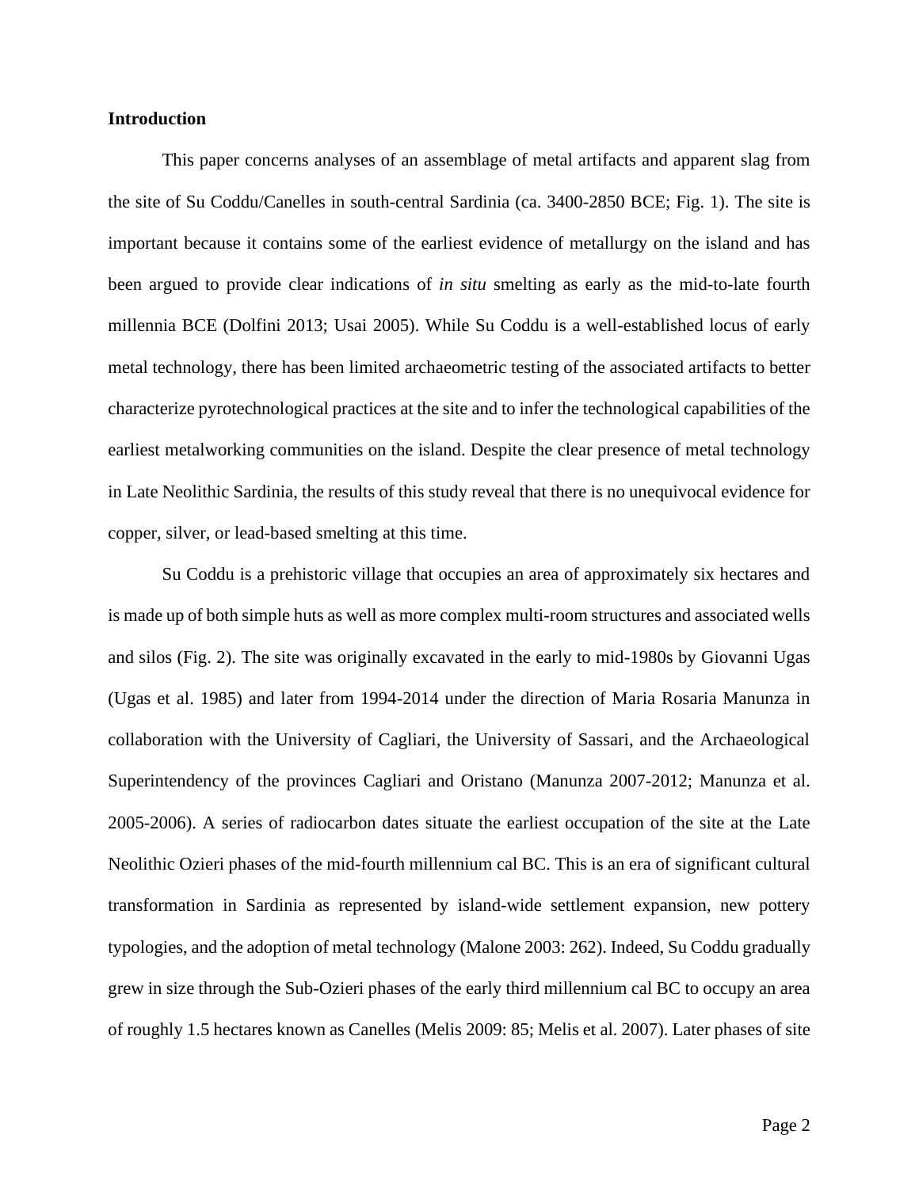**Introduction**

This paper concerns analyses of an assemblage of metal artifacts and apparent slag from the site of Su Coddu/Canelles in south-central Sardinia (ca. 3400-2850 BCE; Fig. 1). The site is important because it contains some of the earliest evidence of metallurgy on the island and has been argued to provide clear indications of *in situ* smelting as early as the mid-to-late fourth millennia BCE (Dolfini 2013; Usai 2005). While Su Coddu is a well-established locus of early metal technology, there has been limited archaeometric testing of the associated artifacts to better characterize pyrotechnological practices at the site and to infer the technological capabilities of the earliest metalworking communities on the island. Despite the clear presence of metal technology in Late Neolithic Sardinia, the results of this study reveal that there is no unequivocal evidence for copper, silver, or lead-based smelting at this time.

Su Coddu is a prehistoric village that occupies an area of approximately six hectares and is made up of both simple huts as well as more complex multi-room structures and associated wells and silos (Fig. 2). The site was originally excavated in the early to mid-1980s by Giovanni Ugas (Ugas et al. 1985) and later from 1994-2014 under the direction of Maria Rosaria Manunza in collaboration with the University of Cagliari, the University of Sassari, and the Archaeological Superintendency of the provinces Cagliari and Oristano (Manunza 2007-2012; Manunza et al. 2005-2006). A series of radiocarbon dates situate the earliest occupation of the site at the Late Neolithic Ozieri phases of the mid-fourth millennium cal BC. This is an era of significant cultural transformation in Sardinia as represented by island-wide settlement expansion, new pottery typologies, and the adoption of metal technology (Malone 2003: 262). Indeed, Su Coddu gradually grew in size through the Sub-Ozieri phases of the early third millennium cal BC to occupy an area of roughly 1.5 hectares known as Canelles (Melis 2009: 85; Melis et al. 2007). Later phases of site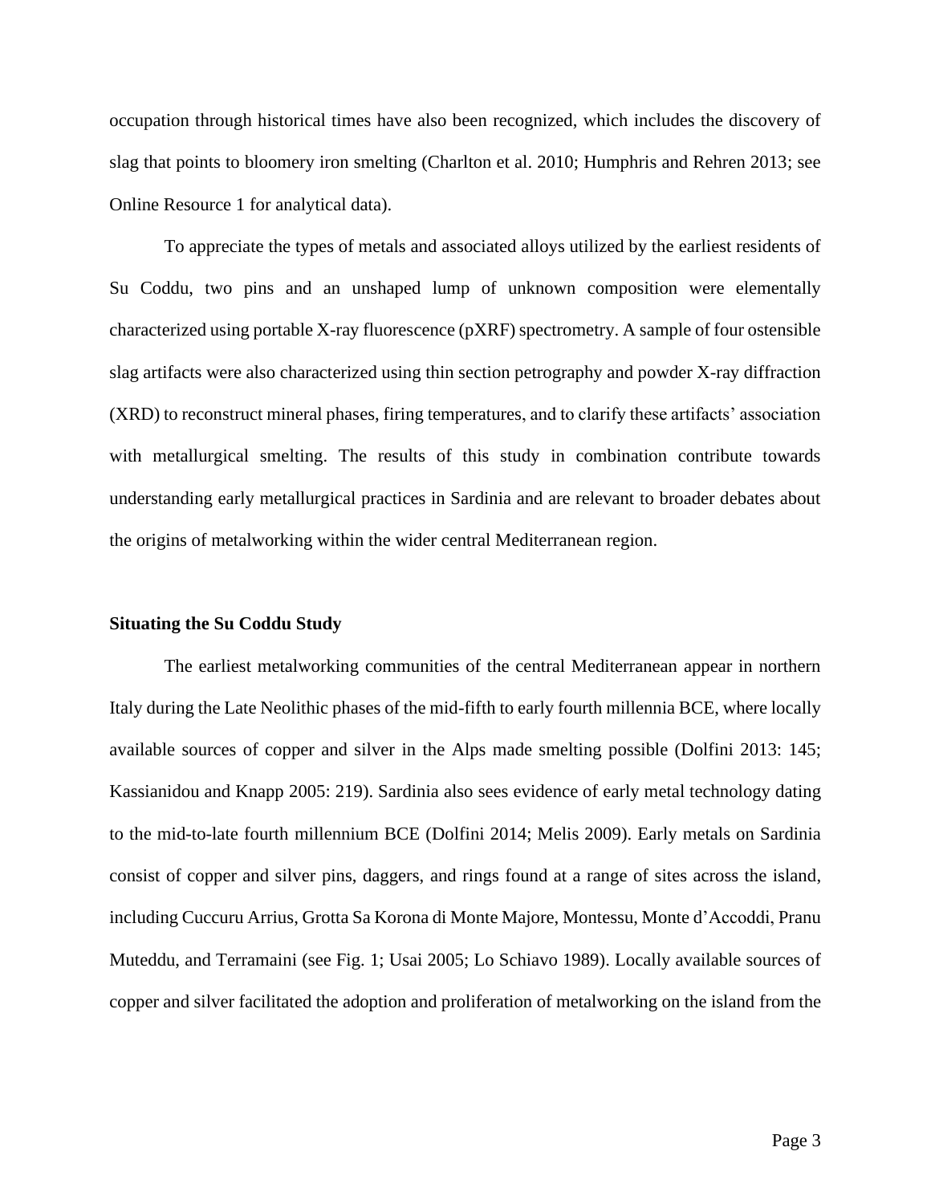occupation through historical times have also been recognized, which includes the discovery of slag that points to bloomery iron smelting (Charlton et al. 2010; Humphris and Rehren 2013; see Online Resource 1 for analytical data).

To appreciate the types of metals and associated alloys utilized by the earliest residents of Su Coddu, two pins and an unshaped lump of unknown composition were elementally characterized using portable X-ray fluorescence (pXRF) spectrometry. A sample of four ostensible slag artifacts were also characterized using thin section petrography and powder X-ray diffraction (XRD) to reconstruct mineral phases, firing temperatures, and to clarify these artifacts' association with metallurgical smelting. The results of this study in combination contribute towards understanding early metallurgical practices in Sardinia and are relevant to broader debates about the origins of metalworking within the wider central Mediterranean region.

## Situating the Su Coddu Study

The earliest metalworking communities of the central Mediterranean appear in northern Italy during the Late Neolithic phases of the mid-fifth to early fourth millennia BCE, where locally available sources of copper and silver in the Alps made smelting possible (Dolfini 2013: 145; Kassianidou and Knapp 2005: 219). Sardinia also sees evidence of early metal technology dating to the mid-to-late fourth millennium BCE (Dolfini 2014; Melis 2009). Early metals on Sardinia consist of copper and silver pins, daggers, and rings found at a range of sites across the island, including Cuccuru Arrius, Grotta Sa Korona di Monte Majore, Montessu, Monte d'Accoddi, Pranu Muteddu, and Terramaini (see Fig. 1; Usai 2005; Lo Schiavo 1989). Locally available sources of copper and silver facilitated the adoption and proliferation of metalworking on the island from the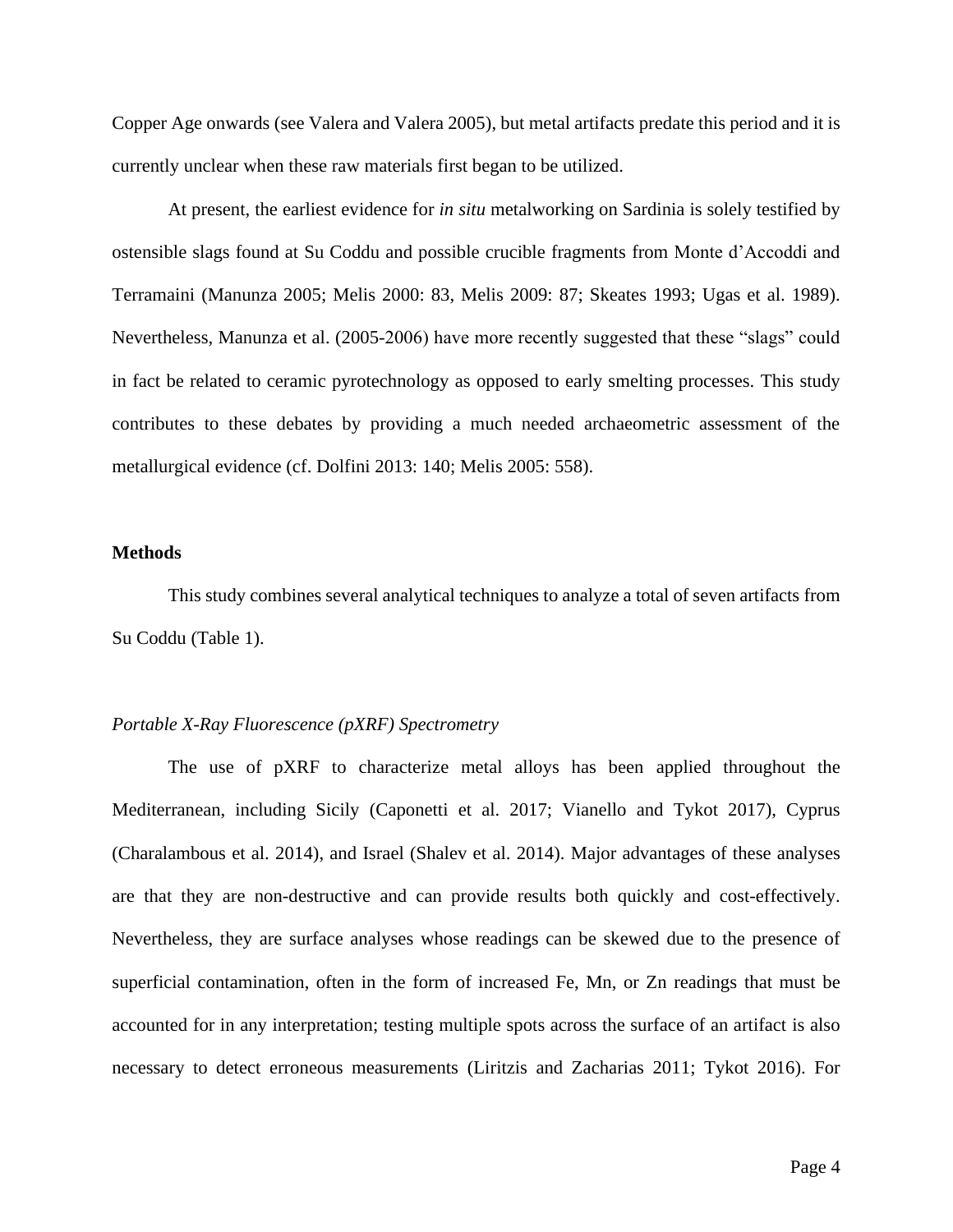Copper Age onwards (see Valera and Valera 2005), but metal artifacts predate this period and it is currently unclear when these raw materials first began to be utilized.

At present, the earliest evidence for *in situ* metalworking on Sardinia is solely testified by ostensible slags found at Su Coddu and possible crucible fragments from Monte d'Accoddi and Terramaini (Manunza 2005; Melis 2000: 83, Melis 2009: 87; Skeates 1993; Ugas et al. 1989). Nevertheless, Manunza et al. (2005-2006) have more recently suggested that these "slags" could in fact be related to ceramic pyrotechnology as opposed to early smelting processes. This study contributes to these debates by providing a much needed archaeometric assessment of the metallurgical evidence (cf. Dolfini 2013: 140; Melis 2005: 558).

## Methods

This study combines several analytical techniques to analyze a total of seven artifacts from Su Coddu (Table 1).

### *Portable X-Ray Fluorescence (pXRF) Spectrometry*

The use of pXRF to characterize metal alloys has been applied throughout the Mediterranean, including Sicily (Caponetti et al. 2017; Vianello and Tykot 2017), Cyprus (Charalambous et al. 2014), and Israel (Shalev et al. 2014). Major advantages of these analyses are that they are non-destructive and can provide results both quickly and cost-effectively. Nevertheless, they are surface analyses whose readings can be skewed due to the presence of superficial contamination, often in the form of increased Fe, Mn, or Zn readings that must be accounted for in any interpretation; testing multiple spots across the surface of an artifact is also necessary to detect erroneous measurements (Liritzis and Zacharias 2011; Tykot 2016). For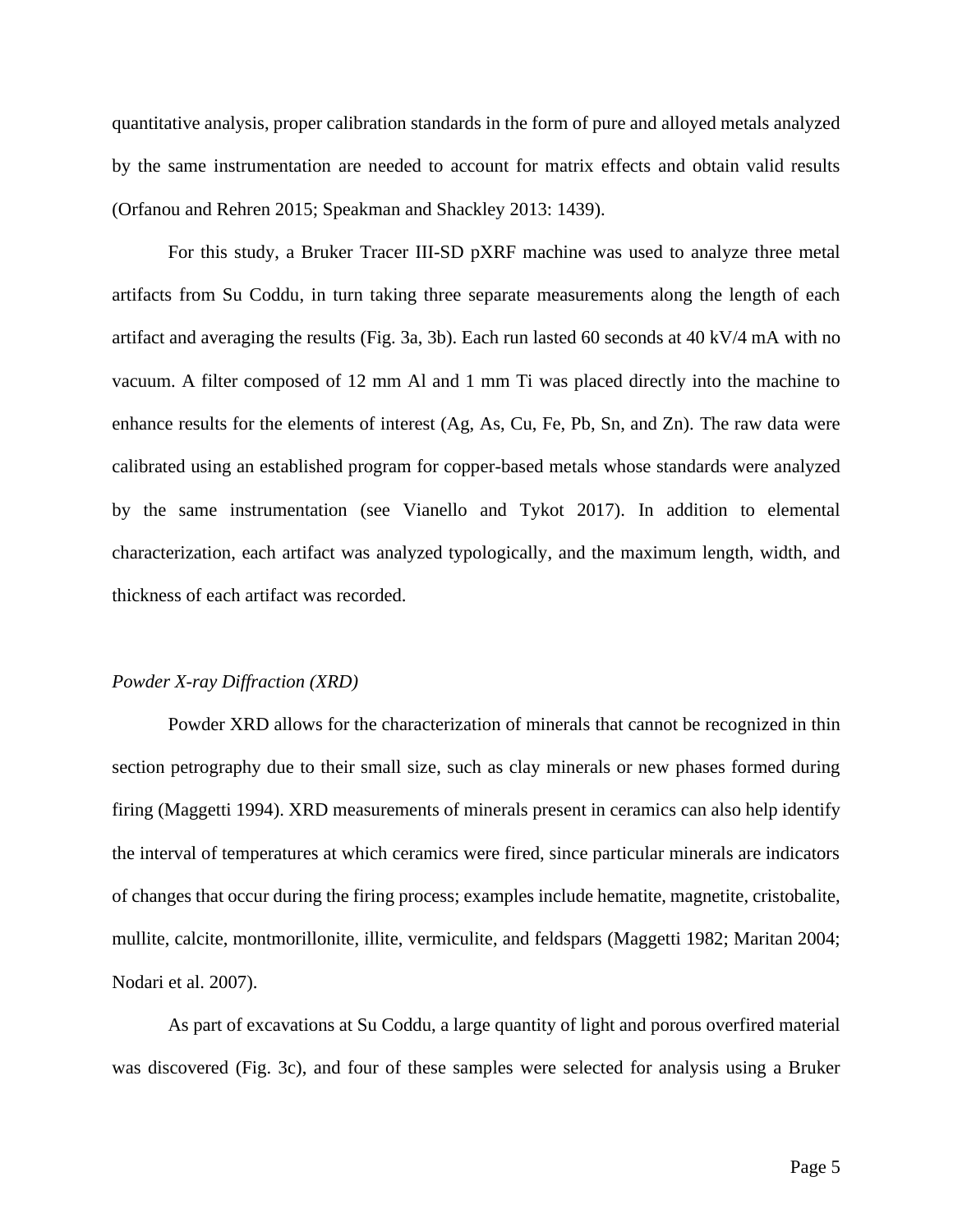quantitative analysis, proper calibration standards in the form of pure and alloyed metals analyzed by the same instrumentation are needed to account for matrix effects and obtain valid results (Orfanou and Rehren 2015; Speakman and Shackley 2013: 1439).

For this study, a Bruker Tracer III-SD pXRF machine was used to analyze three metal artifacts from Su Coddu, in turn taking three separate measurements along the length of each artifact and averaging the results (Fig. 3a, 3b). Each run lasted 60 seconds at 40 kV/4 mA with no vacuum. A filter composed of 12 mm Al and 1 mm Ti was placed directly into the machine to enhance results for the elements of interest (Ag, As, Cu, Fe, Pb, Sn, and Zn). The raw data were calibrated using an established program for copper-based metals whose standards were analyzed by the same instrumentation (see Vianello and Tykot 2017). In addition to elemental characterization, each artifact was analyzed typologically, and the maximum length, width, and thickness of each artifact was recorded.

### *Powder X-ray Diffraction (XRD)*

Powder XRD allows for the characterization of minerals that cannot be recognized in thin section petrography due to their small size, such as clay minerals or new phases formed during firing (Maggetti 1994). XRD measurements of minerals present in ceramics can also help identify the interval of temperatures at which ceramics were fired, since particular minerals are indicators of changes that occur during the firing process; examples include hematite, magnetite, cristobalite, mullite, calcite, montmorillonite, illite, vermiculite, and feldspars (Maggetti 1982; Maritan 2004; Nodari et al. 2007).

As part of excavations at Su Coddu, a large quantity of light and porous overfired material was discovered (Fig. 3c), and four of these samples were selected for analysis using a Bruker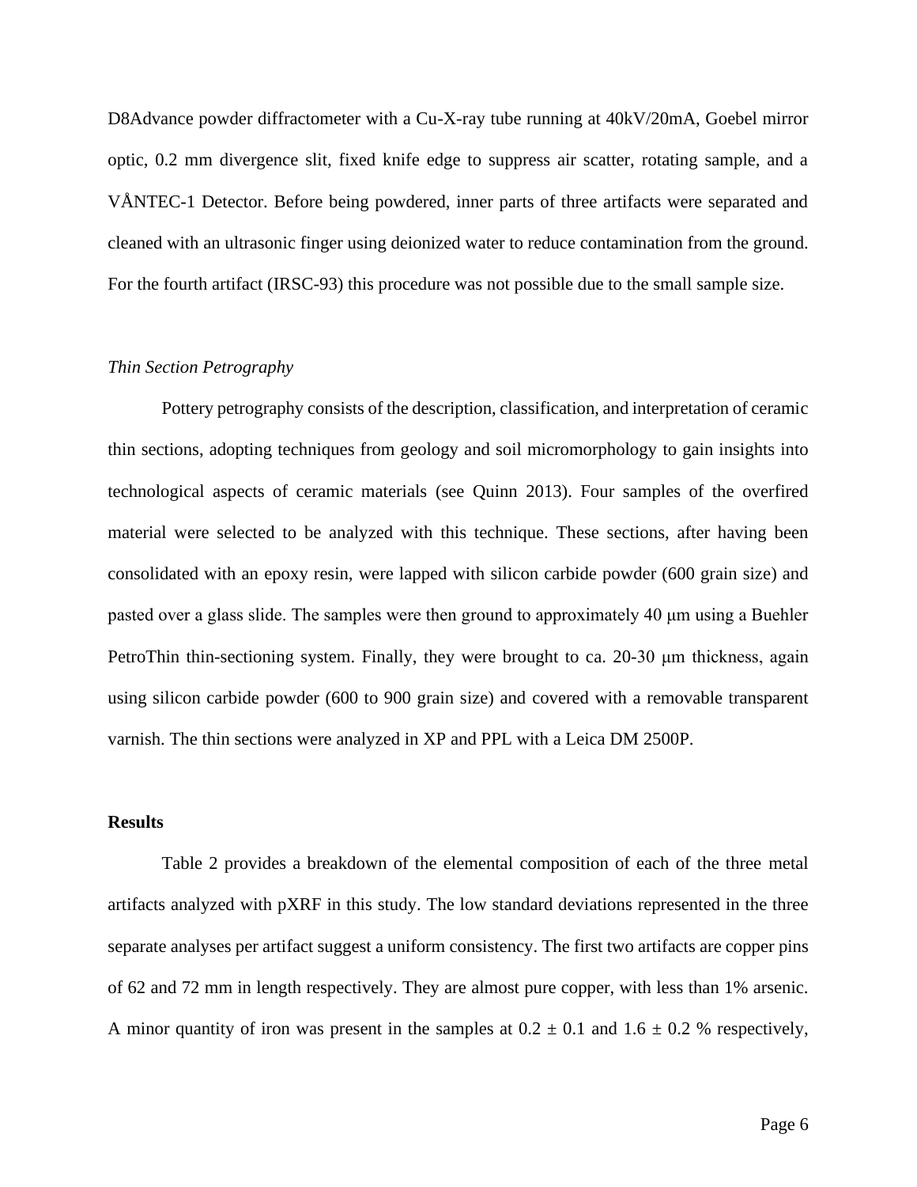D8Advance powder diffractometer with a Cu-X-ray tube running at 40kV/20mA, Goebel mirror optic, 0.2 mm divergence slit, fixed knife edge to suppress air scatter, rotating sample, and a VÅNTEC-1 Detector. Before being powdered, inner parts of three artifacts were separated and cleaned with an ultrasonic finger using deionized water to reduce contamination from the ground. For the fourth artifact (IRSC-93) this procedure was not possible due to the small sample size.

*Thin Section Petrography*

Pottery petrography consists of the description, classification, and interpretation of ceramic thin sections, adopting techniques from geology and soil micromorphology to gain insights into technological aspects of ceramic materials (see Quinn 2013). Four samples of the overfired material were selected to be analyzed with this technique. These sections, after having been consolidated with an epoxy resin, were lapped with silicon carbide powder (600 grain size) and pasted over a glass slide. The samples were then ground to approximately 40 μm using a Buehler PetroThin thin-sectioning system. Finally, they were brought to ca. 20-30 μm thickness, again using silicon carbide powder (600 to 900 grain size) and covered with a removable transparent varnish. The thin sections were analyzed in XP and PPL with a Leica DM 2500P.

**Results**

Table 2 provides a breakdown of the elemental composition of each of the three metal artifacts analyzed with pXRF in this study. The low standard deviations represented in the three separate analyses per artifact suggest a uniform consistency. The first two artifacts are copper pins of 62 and 72 mm in length respectively. They are almost pure copper, with less than 1% arsenic. A minor quantity of iron was present in the samples at $0.2 \pm 0.1$ and $1.6 \pm 0.2$ % respectively,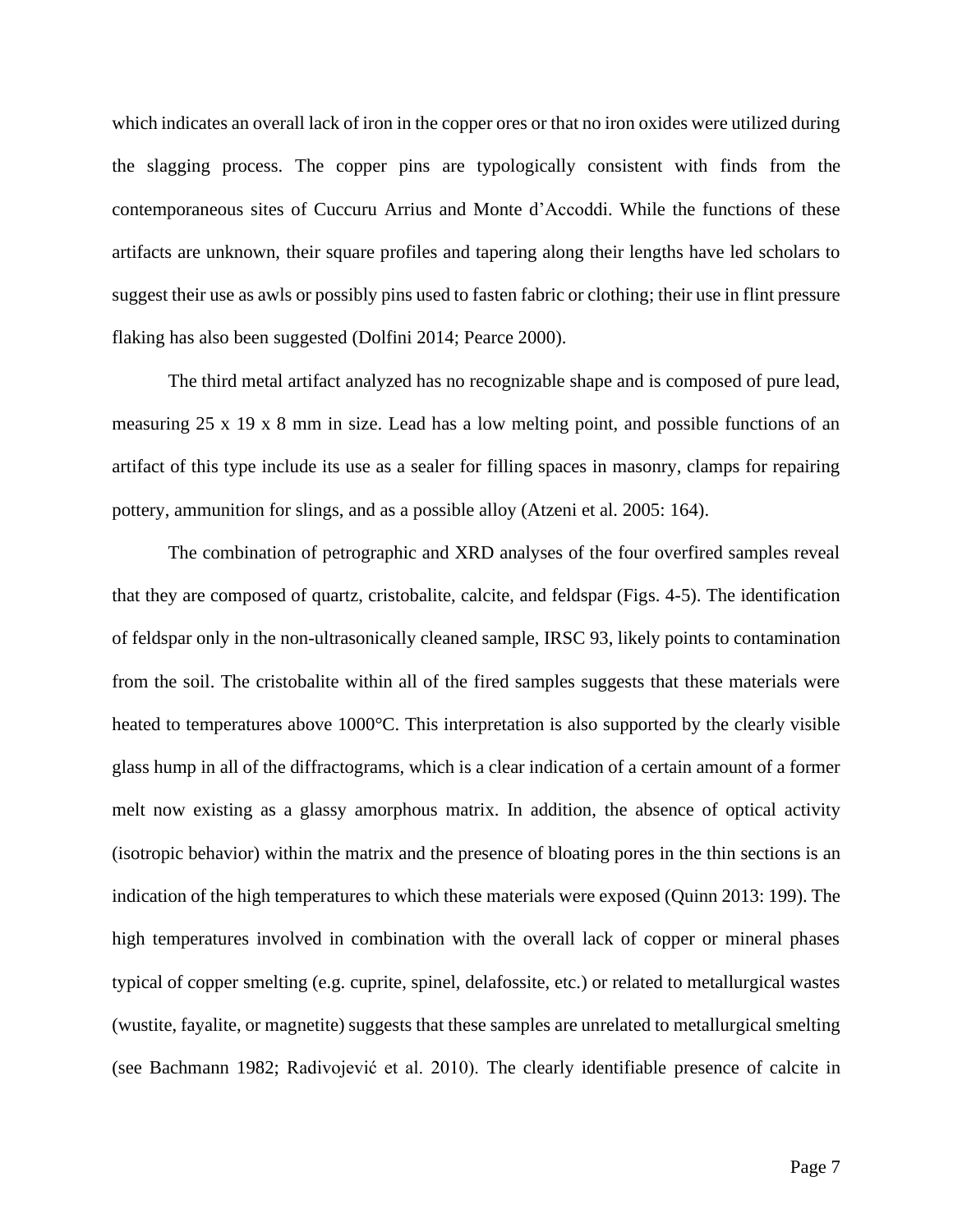which indicates an overall lack of iron in the copper ores or that no iron oxides were utilized during the slagging process. The copper pins are typologically consistent with finds from the contemporaneous sites of Cuccuru Arrius and Monte d'Accoddi. While the functions of these artifacts are unknown, their square profiles and tapering along their lengths have led scholars to suggest their use as awls or possibly pins used to fasten fabric or clothing; their use in flint pressure flaking has also been suggested (Dolfini 2014; Pearce 2000).

The third metal artifact analyzed has no recognizable shape and is composed of pure lead, measuring 25 x 19 x 8 mm in size. Lead has a low melting point, and possible functions of an artifact of this type include its use as a sealer for filling spaces in masonry, clamps for repairing pottery, ammunition for slings, and as a possible alloy (Atzeni et al. 2005: 164).

The combination of petrographic and XRD analyses of the four overfired samples reveal that they are composed of quartz, cristobalite, calcite, and feldspar (Figs. 4-5). The identification of feldspar only in the non-ultrasonically cleaned sample, IRSC 93, likely points to contamination from the soil. The cristobalite within all of the fired samples suggests that these materials were heated to temperatures above 1000°C. This interpretation is also supported by the clearly visible glass hump in all of the diffractograms, which is a clear indication of a certain amount of a former melt now existing as a glassy amorphous matrix. In addition, the absence of optical activity (isotropic behavior) within the matrix and the presence of bloating pores in the thin sections is an indication of the high temperatures to which these materials were exposed (Quinn 2013: 199). The high temperatures involved in combination with the overall lack of copper or mineral phases typical of copper smelting (e.g. cuprite, spinel, delafossite, etc.) or related to metallurgical wastes (wustite, fayalite, or magnetite) suggests that these samples are unrelated to metallurgical smelting (see Bachmann 1982; Radivojević et al. 2010). The clearly identifiable presence of calcite in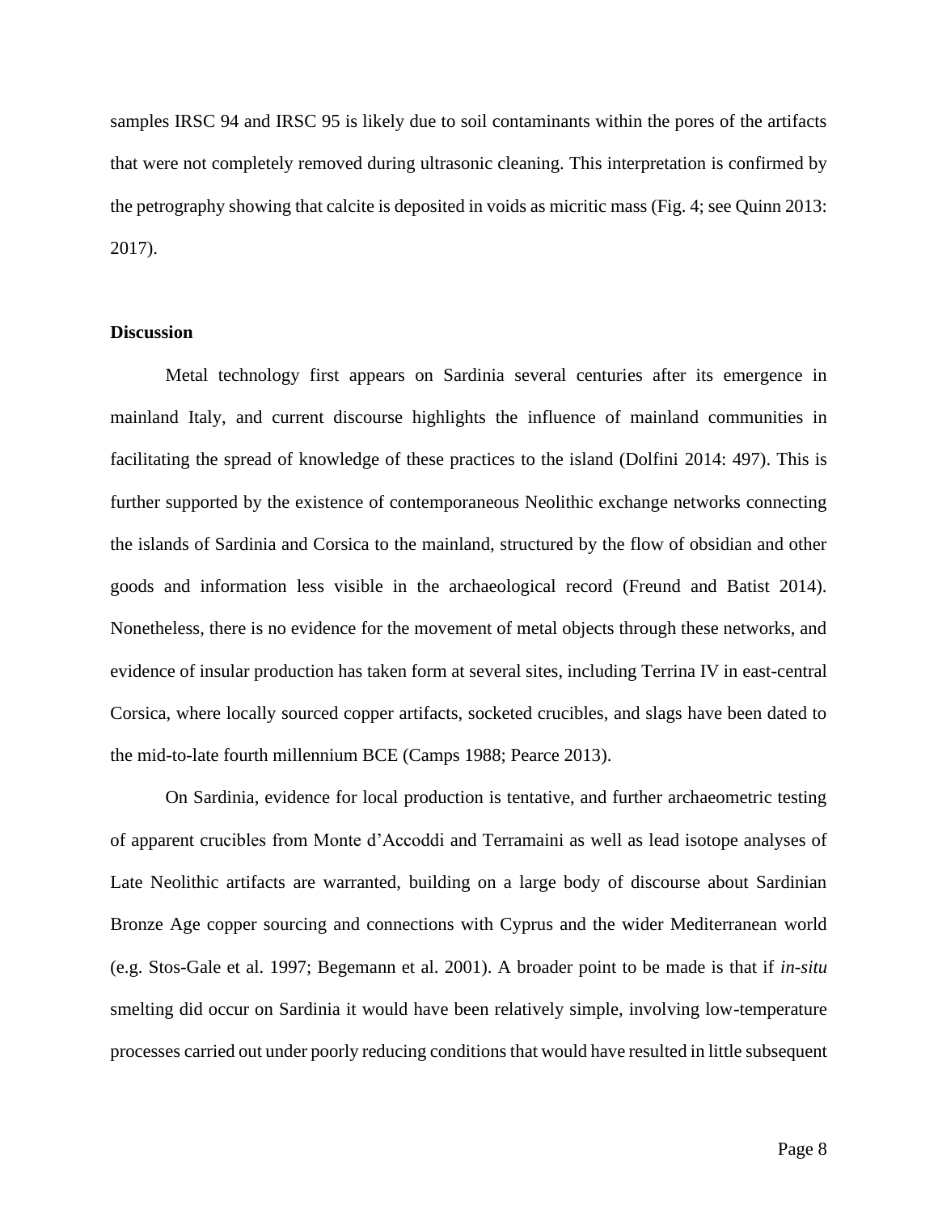samples IRSC 94 and IRSC 95 is likely due to soil contaminants within the pores of the artifacts that were not completely removed during ultrasonic cleaning. This interpretation is confirmed by the petrography showing that calcite is deposited in voids as micritic mass (Fig. 4; see Quinn 2013: 2017).

**Discussion**

Metal technology first appears on Sardinia several centuries after its emergence in mainland Italy, and current discourse highlights the influence of mainland communities in facilitating the spread of knowledge of these practices to the island (Dolfini 2014: 497). This is further supported by the existence of contemporaneous Neolithic exchange networks connecting the islands of Sardinia and Corsica to the mainland, structured by the flow of obsidian and other goods and information less visible in the archaeological record (Freund and Batist 2014). Nonetheless, there is no evidence for the movement of metal objects through these networks, and evidence of insular production has taken form at several sites, including Terrina IV in east-central Corsica, where locally sourced copper artifacts, socketed crucibles, and slags have been dated to the mid-to-late fourth millennium BCE (Camps 1988; Pearce 2013).

On Sardinia, evidence for local production is tentative, and further archaeometric testing of apparent crucibles from Monte d'Accoddi and Terramaini as well as lead isotope analyses of Late Neolithic artifacts are warranted, building on a large body of discourse about Sardinian Bronze Age copper sourcing and connections with Cyprus and the wider Mediterranean world (e.g. Stos-Gale et al. 1997; Begemann et al. 2001). A broader point to be made is that if *in-situ* smelting did occur on Sardinia it would have been relatively simple, involving low-temperature processes carried out under poorly reducing conditions that would have resulted in little subsequent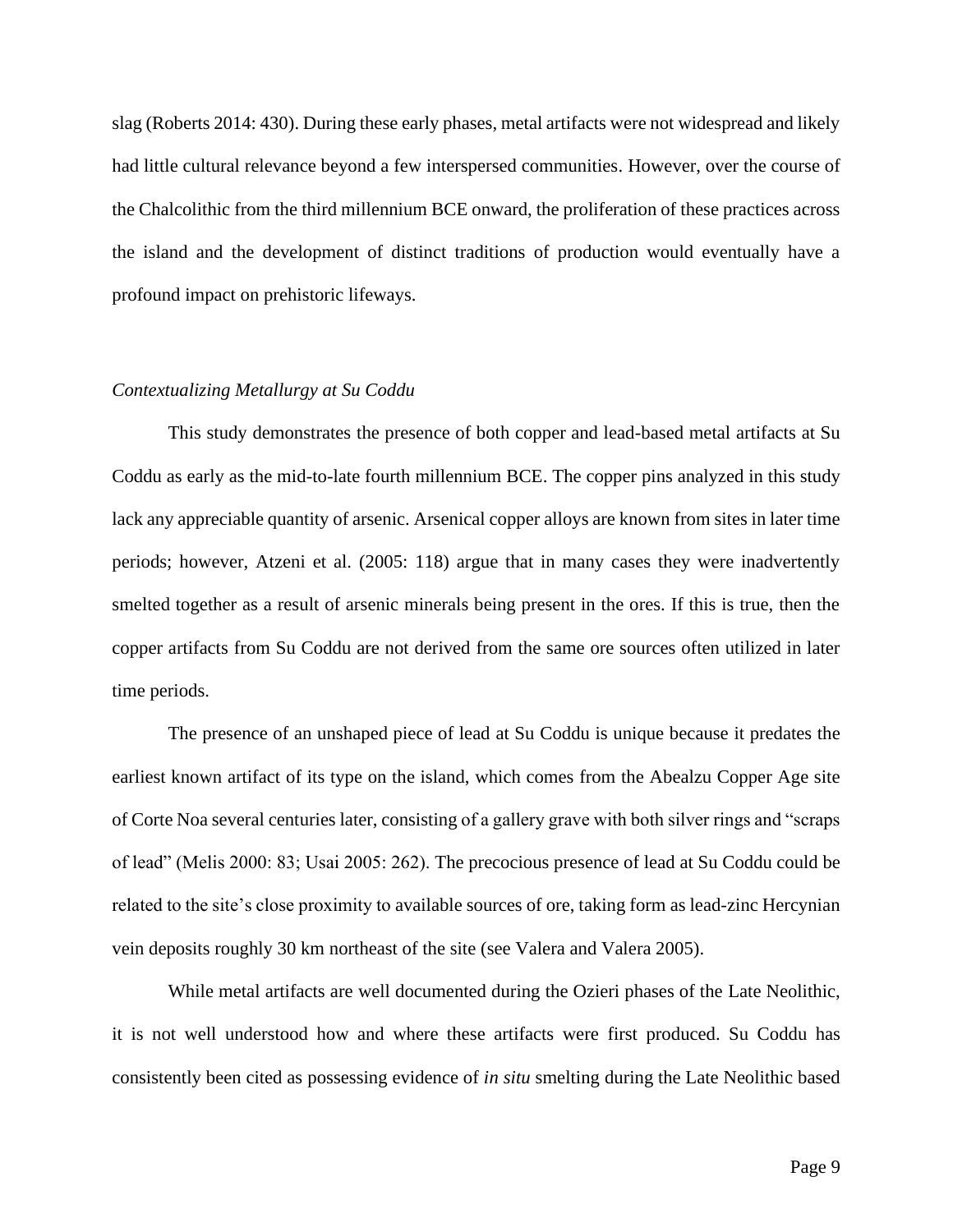slag (Roberts 2014: 430). During these early phases, metal artifacts were not widespread and likely had little cultural relevance beyond a few interspersed communities. However, over the course of the Chalcolithic from the third millennium BCE onward, the proliferation of these practices across the island and the development of distinct traditions of production would eventually have a profound impact on prehistoric lifeways.

### *Contextualizing Metallurgy at Su Coddu*

This study demonstrates the presence of both copper and lead-based metal artifacts at Su Coddu as early as the mid-to-late fourth millennium BCE. The copper pins analyzed in this study lack any appreciable quantity of arsenic. Arsenical copper alloys are known from sites in later time periods; however, Atzeni et al. (2005: 118) argue that in many cases they were inadvertently smelted together as a result of arsenic minerals being present in the ores. If this is true, then the copper artifacts from Su Coddu are not derived from the same ore sources often utilized in later time periods.

The presence of an unshaped piece of lead at Su Coddu is unique because it predates the earliest known artifact of its type on the island, which comes from the Abealzu Copper Age site of Corte Noa several centuries later, consisting of a gallery grave with both silver rings and "scraps of lead" (Melis 2000: 83; Usai 2005: 262). The precocious presence of lead at Su Coddu could be related to the site's close proximity to available sources of ore, taking form as lead-zinc Hercynian vein deposits roughly 30 km northeast of the site (see Valera and Valera 2005).

While metal artifacts are well documented during the Ozieri phases of the Late Neolithic, it is not well understood how and where these artifacts were first produced. Su Coddu has consistently been cited as possessing evidence of *in situ* smelting during the Late Neolithic based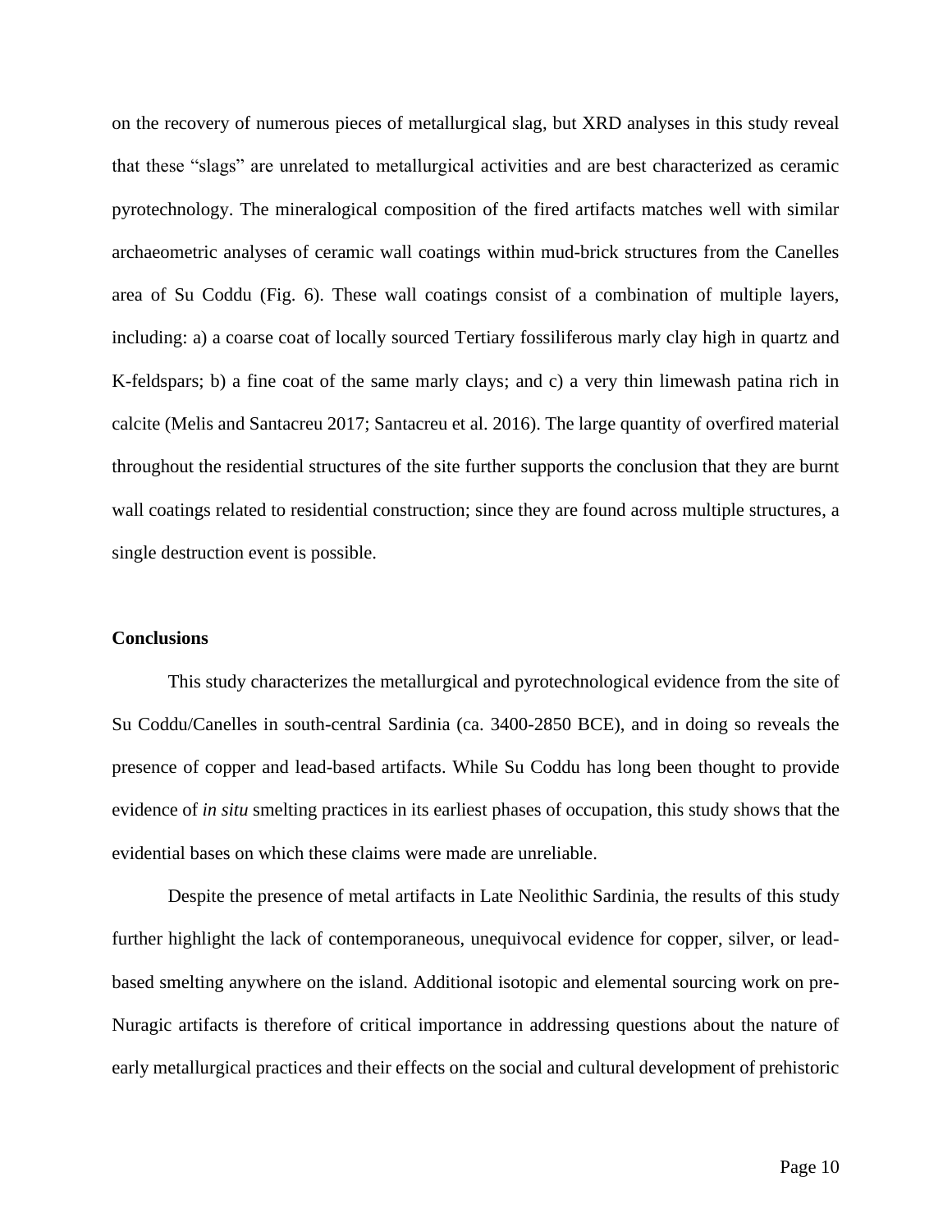on the recovery of numerous pieces of metallurgical slag, but XRD analyses in this study reveal that these "slags" are unrelated to metallurgical activities and are best characterized as ceramic pyrotechnology. The mineralogical composition of the fired artifacts matches well with similar archaeometric analyses of ceramic wall coatings within mud-brick structures from the Canelles area of Su Coddu (Fig. 6). These wall coatings consist of a combination of multiple layers, including: a) a coarse coat of locally sourced Tertiary fossiliferous marly clay high in quartz and K-feldspars; b) a fine coat of the same marly clays; and c) a very thin limewash patina rich in calcite (Melis and Santacreu 2017; Santacreu et al. 2016). The large quantity of overfired material throughout the residential structures of the site further supports the conclusion that they are burnt wall coatings related to residential construction; since they are found across multiple structures, a single destruction event is possible.

**Conclusions**

This study characterizes the metallurgical and pyrotechnological evidence from the site of Su Coddu/Canelles in south-central Sardinia (ca. 3400-2850 BCE), and in doing so reveals the presence of copper and lead-based artifacts. While Su Coddu has long been thought to provide evidence of *in situ* smelting practices in its earliest phases of occupation, this study shows that the evidential bases on which these claims were made are unreliable.

Despite the presence of metal artifacts in Late Neolithic Sardinia, the results of this study further highlight the lack of contemporaneous, unequivocal evidence for copper, silver, or lead-based smelting anywhere on the island. Additional isotopic and elemental sourcing work on pre-Nuragic artifacts is therefore of critical importance in addressing questions about the nature of early metallurgical practices and their effects on the social and cultural development of prehistoric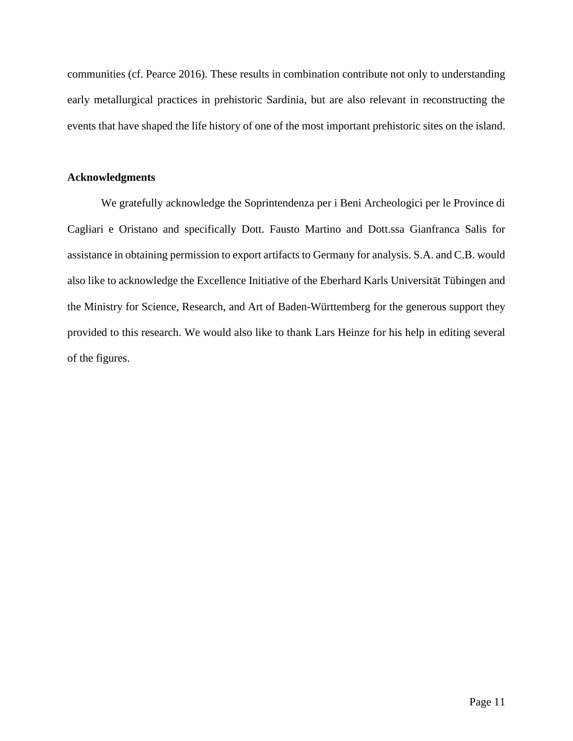communities (cf. Pearce 2016). These results in combination contribute not only to understanding early metallurgical practices in prehistoric Sardinia, but are also relevant in reconstructing the events that have shaped the life history of one of the most important prehistoric sites on the island.

**Acknowledgments**

We gratefully acknowledge the Soprintendenza per i Beni Archeologici per le Province di Cagliari e Oristano and specifically Dott. Fausto Martino and Dott.ssa Gianfranca Salis for assistance in obtaining permission to export artifacts to Germany for analysis. S.A. and C.B. would also like to acknowledge the Excellence Initiative of the Eberhard Karls Universität Tübingen and the Ministry for Science, Research, and Art of Baden-Württemberg for the generous support they provided to this research. We would also like to thank Lars Heinze for his help in editing several of the figures.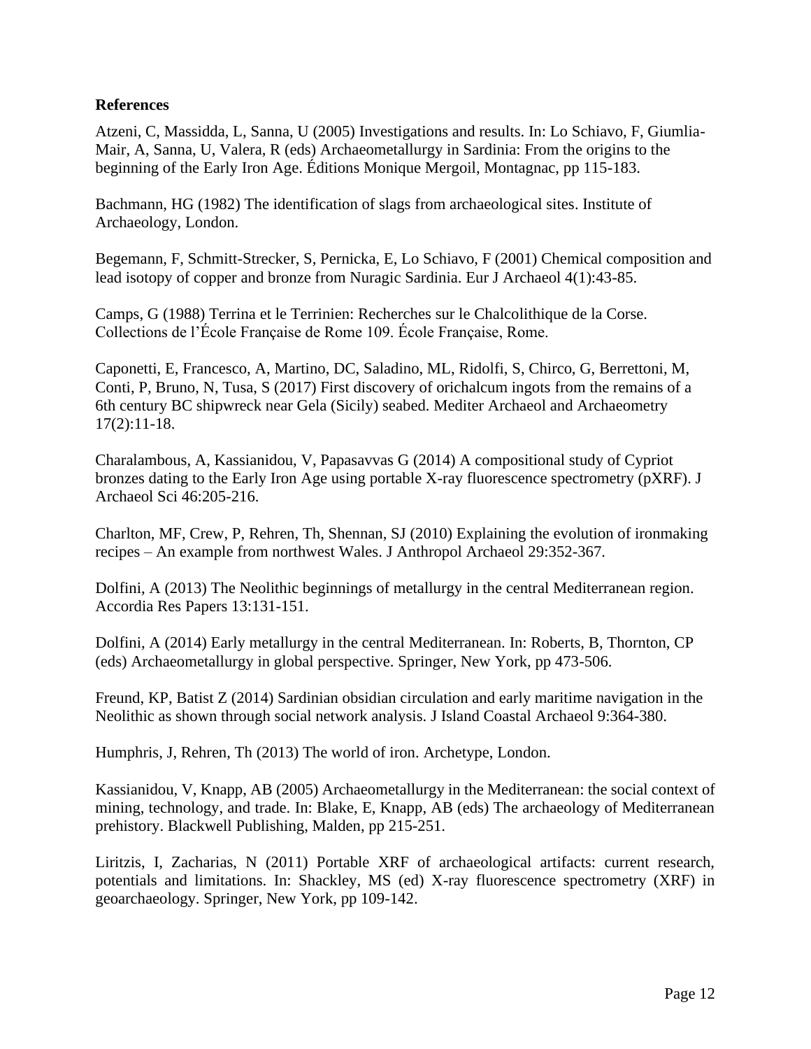**References**

Atzeni, C, Massidda, L, Sanna, U (2005) Investigations and results. In: Lo Schiavo, F, Giumlia-Mair, A, Sanna, U, Valera, R (eds) Archaeometallurgy in Sardinia: From the origins to the beginning of the Early Iron Age. Éditions Monique Mergoil, Montagnac, pp 115-183.

Bachmann, HG (1982) The identification of slags from archaeological sites. Institute of Archaeology, London.

Begemann, F, Schmitt-Strecker, S, Pernicka, E, Lo Schiavo, F (2001) Chemical composition and lead isotopy of copper and bronze from Nuragic Sardinia. Eur J Archaeol 4(1):43-85.

Camps, G (1988) Terrina et le Terrinien: Recherches sur le Chalcolithique de la Corse. Collections de l'École Française de Rome 109. École Française, Rome.

Caponetti, E, Francesco, A, Martino, DC, Saladino, ML, Ridolfi, S, Chirco, G, Berrettoni, M, Conti, P, Bruno, N, Tusa, S (2017) First discovery of orichalcum ingots from the remains of a 6th century BC shipwreck near Gela (Sicily) seabed. Mediter Archaeol and Archaeometry 17(2):11-18.

Charalambous, A, Kassianidou, V, Papasavvas G (2014) A compositional study of Cypriot bronzes dating to the Early Iron Age using portable X-ray fluorescence spectrometry (pXRF). J Archaeol Sci 46:205-216.

Charlton, MF, Crew, P, Rehren, Th, Shennan, SJ (2010) Explaining the evolution of ironmaking recipes – An example from northwest Wales. J Anthropol Archaeol 29:352-367.

Dolfini, A (2013) The Neolithic beginnings of metallurgy in the central Mediterranean region. Accordia Res Papers 13:131-151.

Dolfini, A (2014) Early metallurgy in the central Mediterranean. In: Roberts, B, Thornton, CP (eds) Archaeometallurgy in global perspective. Springer, New York, pp 473-506.

Freund, KP, Batist Z (2014) Sardinian obsidian circulation and early maritime navigation in the Neolithic as shown through social network analysis. J Island Coastal Archaeol 9:364-380.

Humphris, J, Rehren, Th (2013) The world of iron. Archetype, London.

Kassianidou, V, Knapp, AB (2005) Archaeometallurgy in the Mediterranean: the social context of mining, technology, and trade. In: Blake, E, Knapp, AB (eds) The archaeology of Mediterranean prehistory. Blackwell Publishing, Malden, pp 215-251.

Liritzis, I, Zacharias, N (2011) Portable XRF of archaeological artifacts: current research, potentials and limitations. In: Shackley, MS (ed) X-ray fluorescence spectrometry (XRF) in geoarchaeology. Springer, New York, pp 109-142.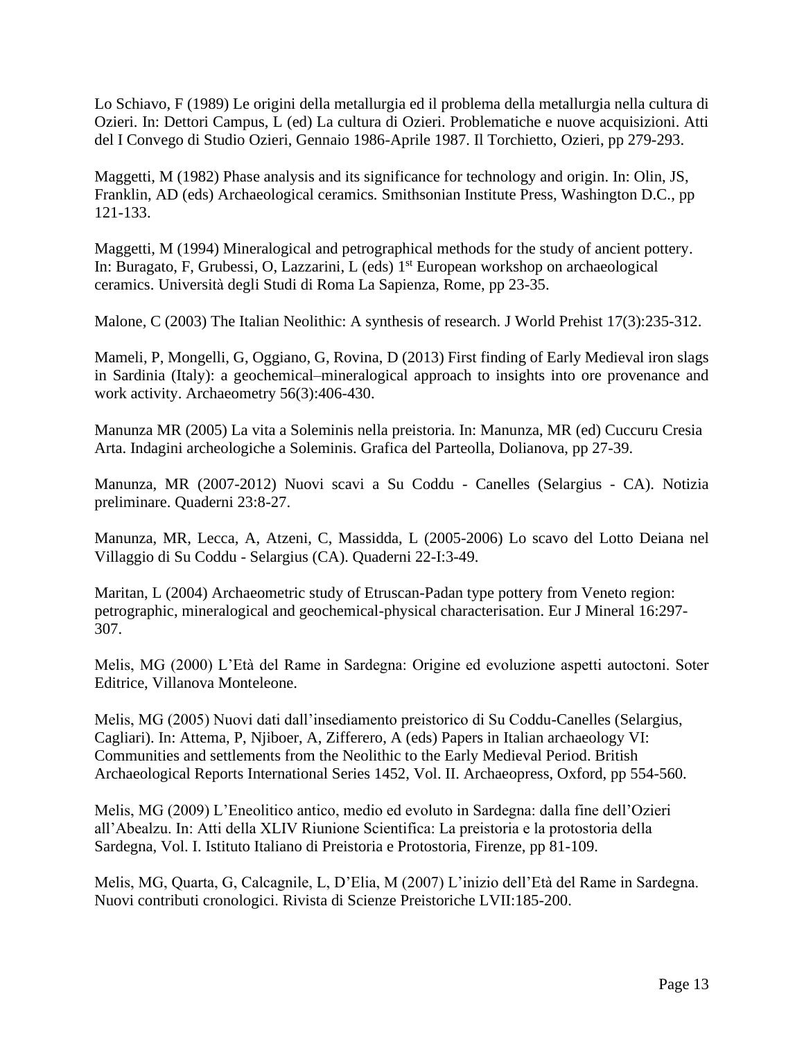Lo Schiavo, F (1989) Le origini della metallurgia ed il problema della metallurgia nella cultura di Ozieri. In: Dettori Campus, L (ed) La cultura di Ozieri. Problematiche e nuove acquisizioni. Atti del I Convego di Studio Ozieri, Gennaio 1986-Aprile 1987. Il Torchietto, Ozieri, pp 279-293.

Maggetti, M (1982) Phase analysis and its significance for technology and origin. In: Olin, JS, Franklin, AD (eds) Archaeological ceramics. Smithsonian Institute Press, Washington D.C., pp 121-133.

Maggetti, M (1994) Mineralogical and petrographical methods for the study of ancient pottery. In: Buragato, F, Grubessi, O, Lazzarini, L (eds) 1st European workshop on archaeological ceramics. Università degli Studi di Roma La Sapienza, Rome, pp 23-35.

Malone, C (2003) The Italian Neolithic: A synthesis of research. J World Prehist 17(3):235-312.

Mameli, P, Mongelli, G, Oggiano, G, Rovina, D (2013) First finding of Early Medieval iron slags in Sardinia (Italy): a geochemical–mineralogical approach to insights into ore provenance and work activity. Archaeometry 56(3):406-430.

Manunza MR (2005) La vita a Soleminis nella preistoria. In: Manunza, MR (ed) Cuccuru Cresia Arta. Indagini archeologiche a Soleminis. Grafica del Parteolla, Dolianova, pp 27-39.

Manunza, MR (2007-2012) Nuovi scavi a Su Coddu - Canelles (Selargius - CA). Notizia preliminare. Quaderni 23:8-27.

Manunza, MR, Lecca, A, Atzeni, C, Massidda, L (2005-2006) Lo scavo del Lotto Deiana nel Villaggio di Su Coddu - Selargius (CA). Quaderni 22-I:3-49.

Maritan, L (2004) Archaeometric study of Etruscan-Padan type pottery from Veneto region: petrographic, mineralogical and geochemical-physical characterisation. Eur J Mineral 16:297-307.

Melis, MG (2000) L'Età del Rame in Sardegna: Origine ed evoluzione aspetti autoctoni. Soter Editrice, Villanova Monteleone.

Melis, MG (2005) Nuovi dati dall'insediamento preistorico di Su Coddu-Canelles (Selargius, Cagliari). In: Attema, P, Njiboer, A, Zifferero, A (eds) Papers in Italian archaeology VI: Communities and settlements from the Neolithic to the Early Medieval Period. British Archaeological Reports International Series 1452, Vol. II. Archaeopress, Oxford, pp 554-560.

Melis, MG (2009) L'Eneolitico antico, medio ed evoluto in Sardegna: dalla fine dell'Ozieri all'Abealzu. In: Atti della XLIV Riunione Scientifica: La preistoria e la protostoria della Sardegna, Vol. I. Istituto Italiano di Preistoria e Protostoria, Firenze, pp 81-109.

Melis, MG, Quarta, G, Calcagnile, L, D'Elia, M (2007) L'inizio dell'Età del Rame in Sardegna. Nuovi contributi cronologici. Rivista di Scienze Preistoriche LVII:185-200.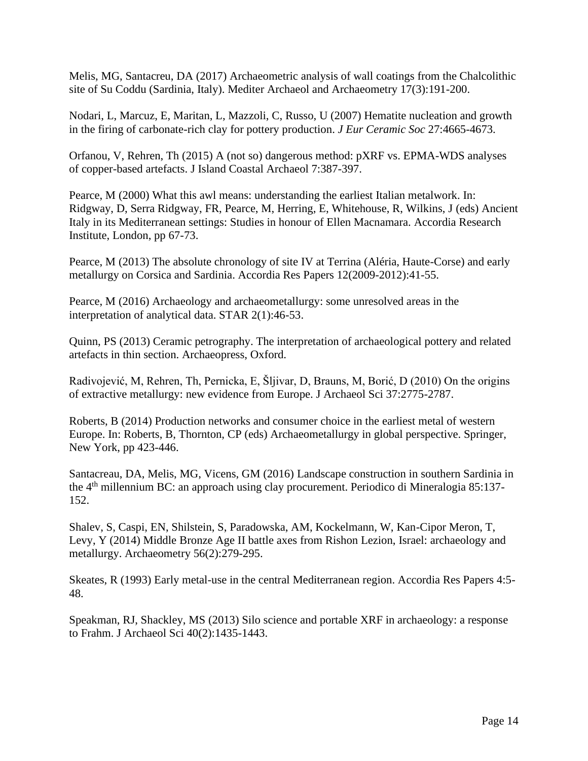Melis, MG, Santacreu, DA (2017) Archaeometric analysis of wall coatings from the Chalcolithic site of Su Coddu (Sardinia, Italy). Mediter Archaeol and Archaeometry 17(3):191-200.

Nodari, L, Marcuz, E, Maritan, L, Mazzoli, C, Russo, U (2007) Hematite nucleation and growth in the firing of carbonate-rich clay for pottery production. *J Eur Ceramic Soc* 27:4665-4673.

Orfanou, V, Rehren, Th (2015) A (not so) dangerous method: pXRF vs. EPMA-WDS analyses of copper-based artefacts. J Island Coastal Archaeol 7:387-397.

Pearce, M (2000) What this awl means: understanding the earliest Italian metalwork. In: Ridgway, D, Serra Ridgway, FR, Pearce, M, Herring, E, Whitehouse, R, Wilkins, J (eds) Ancient Italy in its Mediterranean settings: Studies in honour of Ellen Macnamara. Accordia Research Institute, London, pp 67-73.

Pearce, M (2013) The absolute chronology of site IV at Terrina (Aléria, Haute-Corse) and early metallurgy on Corsica and Sardinia. Accordia Res Papers 12(2009-2012):41-55.

Pearce, M (2016) Archaeology and archaeometallurgy: some unresolved areas in the interpretation of analytical data. STAR 2(1):46-53.

Quinn, PS (2013) Ceramic petrography. The interpretation of archaeological pottery and related artefacts in thin section. Archaeopress, Oxford.

Radivojević, M, Rehren, Th, Pernicka, E, Šljivar, D, Brauns, M, Borić, D (2010) On the origins of extractive metallurgy: new evidence from Europe. J Archaeol Sci 37:2775-2787.

Roberts, B (2014) Production networks and consumer choice in the earliest metal of western Europe. In: Roberts, B, Thornton, CP (eds) Archaeometallurgy in global perspective. Springer, New York, pp 423-446.

Santacreau, DA, Melis, MG, Vicens, GM (2016) Landscape construction in southern Sardinia in the 4th millennium BC: an approach using clay procurement. Periodico di Mineralogia 85:137-152.

Shalev, S, Caspi, EN, Shilstein, S, Paradowska, AM, Kockelmann, W, Kan-Cipor Meron, T, Levy, Y (2014) Middle Bronze Age II battle axes from Rishon Lezion, Israel: archaeology and metallurgy. Archaeometry 56(2):279-295.

Skeates, R (1993) Early metal-use in the central Mediterranean region. Accordia Res Papers 4:5-48.

Speakman, RJ, Shackley, MS (2013) Silo science and portable XRF in archaeology: a response to Frahm. J Archaeol Sci 40(2):1435-1443.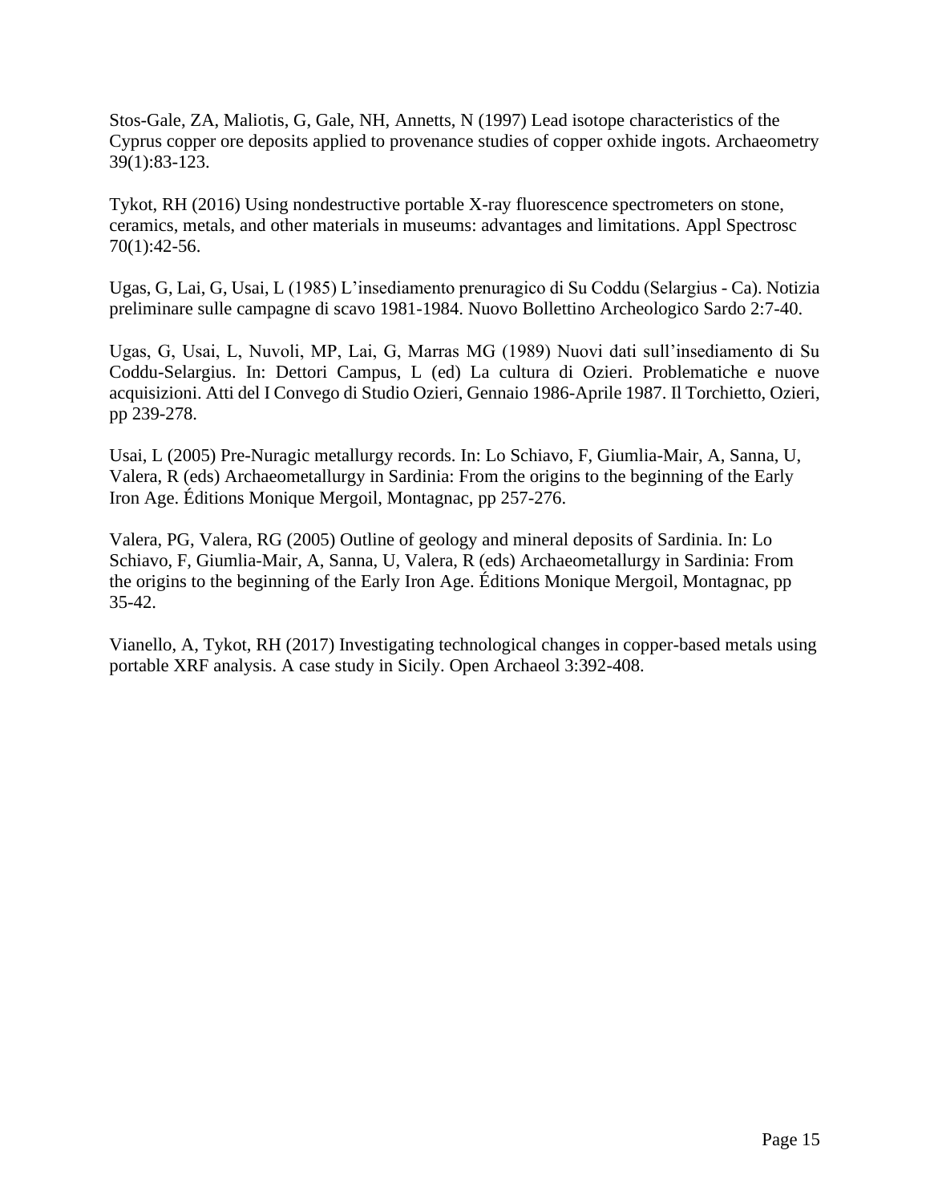Stos-Gale, ZA, Maliotis, G, Gale, NH, Annetts, N (1997) Lead isotope characteristics of the Cyprus copper ore deposits applied to provenance studies of copper oxhide ingots. Archaeometry 39(1):83-123.

Tykot, RH (2016) Using nondestructive portable X-ray fluorescence spectrometers on stone, ceramics, metals, and other materials in museums: advantages and limitations. Appl Spectrosc 70(1):42-56.

Ugas, G, Lai, G, Usai, L (1985) L'insediamento prenuragico di Su Coddu (Selargius - Ca). Notizia preliminare sulle campagne di scavo 1981-1984. Nuovo Bollettino Archeologico Sardo 2:7-40.

Ugas, G, Usai, L, Nuvoli, MP, Lai, G, Marras MG (1989) Nuovi dati sull'insediamento di Su Coddu-Selargius. In: Dettori Campus, L (ed) La cultura di Ozieri. Problematiche e nuove acquisizioni. Atti del I Convego di Studio Ozieri, Gennaio 1986-Aprile 1987. Il Torchietto, Ozieri, pp 239-278.

Usai, L (2005) Pre-Nuragic metallurgy records. In: Lo Schiavo, F, Giumlia-Mair, A, Sanna, U, Valera, R (eds) Archaeometallurgy in Sardinia: From the origins to the beginning of the Early Iron Age. Éditions Monique Mergoil, Montagnac, pp 257-276.

Valera, PG, Valera, RG (2005) Outline of geology and mineral deposits of Sardinia. In: Lo Schiavo, F, Giumlia-Mair, A, Sanna, U, Valera, R (eds) Archaeometallurgy in Sardinia: From the origins to the beginning of the Early Iron Age. Éditions Monique Mergoil, Montagnac, pp 35-42.

Vianello, A, Tykot, RH (2017) Investigating technological changes in copper-based metals using portable XRF analysis. A case study in Sicily. Open Archaeol 3:392-408.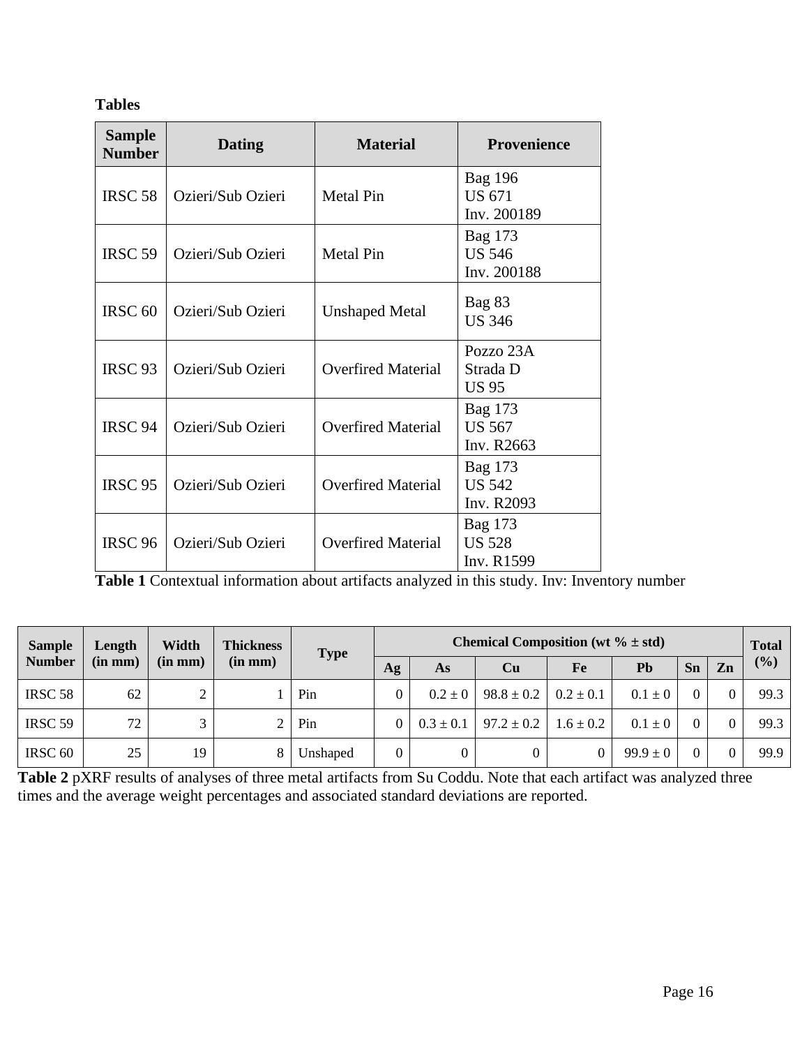## Tables

| Sample Number | Dating | Material | Provenience |
|---|---|---|---|
| IRSC 58 | Ozieri/Sub Ozieri | Metal Pin | Bag 196<br>US 671<br>Inv. 200189 |
| IRSC 59 | Ozieri/Sub Ozieri | Metal Pin | Bag 173<br>US 546<br>Inv. 200188 |
| IRSC 60 | Ozieri/Sub Ozieri | Unshaped Metal | Bag 83<br>US 346 |
| IRSC 93 | Ozieri/Sub Ozieri | Overfired Material | Pozzo 23A<br>Strada D<br>US 95 |
| IRSC 94 | Ozieri/Sub Ozieri | Overfired Material | Bag 173<br>US 567<br>Inv. R2663 |
| IRSC 95 | Ozieri/Sub Ozieri | Overfired Material | Bag 173<br>US 542<br>Inv. R2093 |
| IRSC 96 | Ozieri/Sub Ozieri | Overfired Material | Bag 173<br>US 528<br>Inv. R1599 |

**Table 1** Contextual information about artifacts analyzed in this study. Inv: Inventory number

| Sample Number | Length (in mm) | Width (in mm) | Thickness (in mm) | Type | Chemical Composition (wt % ± std) | | | | | | | Total (%) |
|---|---|---|---|---|---|---|---|---|---|---|---|---|
| | | | | | Ag | As | Cu | Fe | Pb | Sn | Zn | |
| IRSC 58 | 62 | 2 | 1 | Pin | 0 | 0.2 ± 0 | 98.8 ± 0.2 | 0.2 ± 0.1 | 0.1 ± 0 | 0 | 0 | 99.3 |
| IRSC 59 | 72 | 3 | 2 | Pin | 0 | 0.3 ± 0.1 | 97.2 ± 0.2 | 1.6 ± 0.2 | 0.1 ± 0 | 0 | 0 | 99.3 |
| IRSC 60 | 25 | 19 | 8 | Unshaped | 0 | 0 | 0 | 0 | 99.9 ± 0 | 0 | 0 | 99.9 |

**Table 2** pXRF results of analyses of three metal artifacts from Su Coddu. Note that each artifact was analyzed three times and the average weight percentages and associated standard deviations are reported.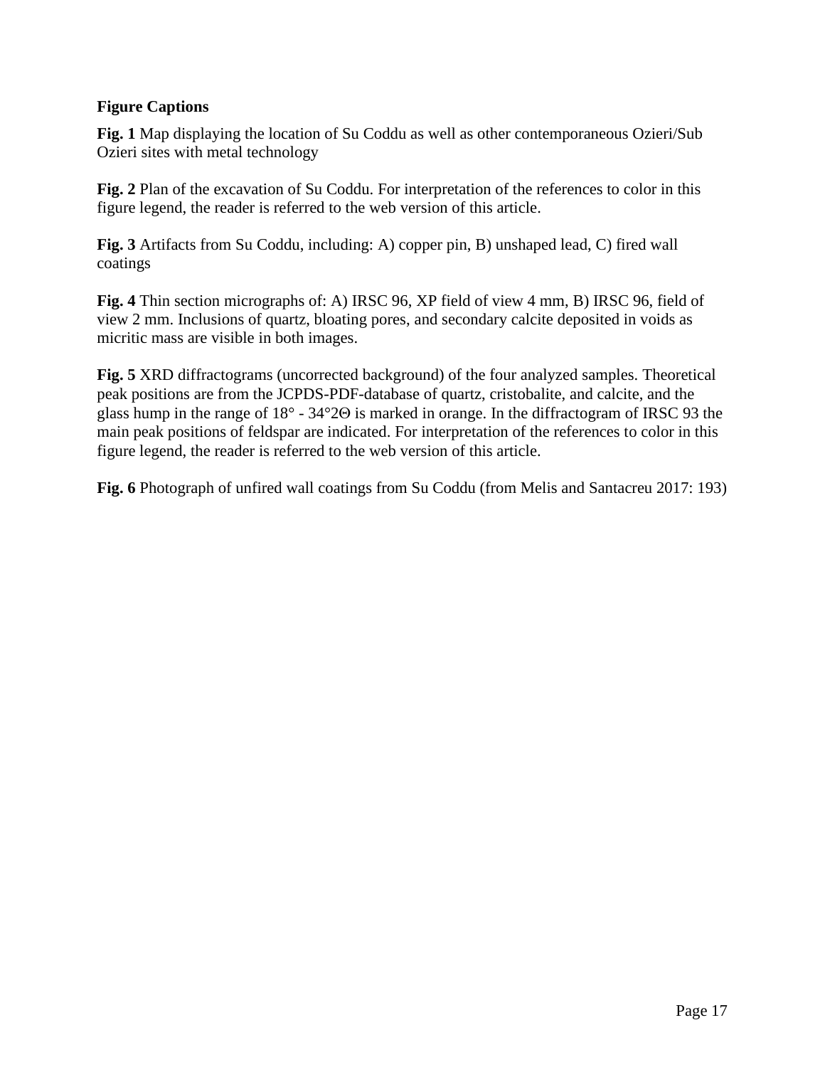**Figure Captions**

**Fig. 1** Map displaying the location of Su Coddu as well as other contemporaneous Ozieri/Sub Ozieri sites with metal technology

**Fig. 2** Plan of the excavation of Su Coddu. For interpretation of the references to color in this figure legend, the reader is referred to the web version of this article.

**Fig. 3** Artifacts from Su Coddu, including: A) copper pin, B) unshaped lead, C) fired wall coatings

**Fig. 4** Thin section micrographs of: A) IRSC 96, XP field of view 4 mm, B) IRSC 96, field of view 2 mm. Inclusions of quartz, bloating pores, and secondary calcite deposited in voids as micritic mass are visible in both images.

**Fig. 5** XRD diffractograms (uncorrected background) of the four analyzed samples. Theoretical peak positions are from the JCPDS-PDF-database of quartz, cristobalite, and calcite, and the glass hump in the range of 18° - 34°2Θ is marked in orange. In the diffractogram of IRSC 93 the main peak positions of feldspar are indicated. For interpretation of the references to color in this figure legend, the reader is referred to the web version of this article.

**Fig. 6** Photograph of unfired wall coatings from Su Coddu (from Melis and Santacreu 2017: 193)